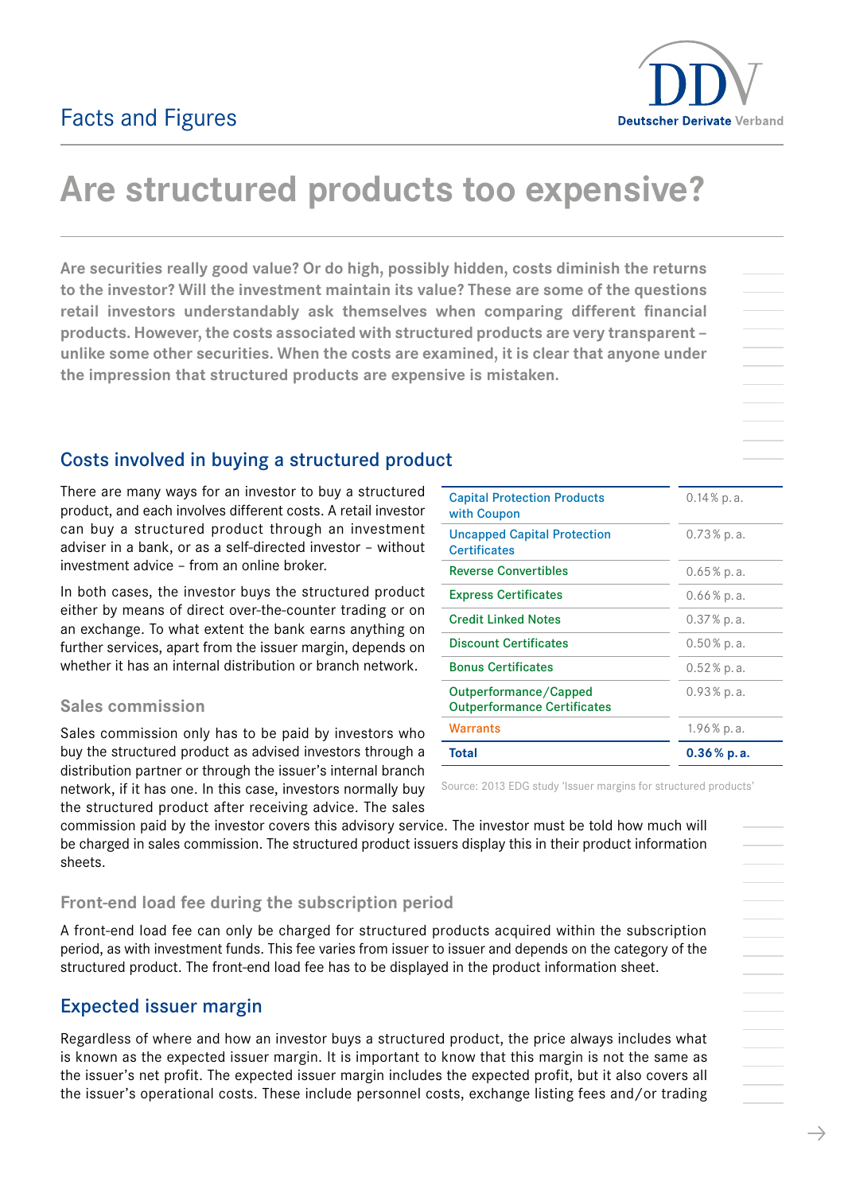Facts and Figures

# Are structured products too expensive?

**Are securities really good value? Or do high, possibly hidden, costs diminish the returns to the investor? Will the investment maintain its value? These are some of the questions retail investors understandably ask themselves when comparing different financial products. However, the costs associated with structured products are very transparent – unlike some other securities. When the costs are examined, it is clear that anyone under the impression that structured products are expensive is mistaken.**

## Costs involved in buying a structured product

There are many ways for an investor to buy a structured product, and each involves different costs. A retail investor can buy a structured product through an investment adviser in a bank, or as a self-directed investor – without investment advice – from an online broker.

In both cases, the investor buys the structured product either by means of direct over-the-counter trading or on an exchange. To what extent the bank earns anything on further services, apart from the issuer margin, depends on whether it has an internal distribution or branch network.

| | |
|---|---|
| Capital Protection Products with Coupon | 0.14 % p. a. |
| Uncapped Capital Protection Certificates | 0.73 % p. a. |
| Reverse Convertibles | 0.65 % p. a. |
| Express Certificates | 0.66 % p. a. |
| Credit Linked Notes | 0.37 % p. a. |
| Discount Certificates | 0.50 % p. a. |
| Bonus Certificates | 0.52 % p. a. |
| Outperformance/Capped Outperformance Certificates | 0.93 % p. a. |
| Warrants | 1.96 % p. a. |
| **Total** | **0.36 % p. a.** |

Source: 2013 EDG study 'Issuer margins for structured products'

### Sales commission

Sales commission only has to be paid by investors who buy the structured product as advised investors through a distribution partner or through the issuer's internal branch network, if it has one. In this case, investors normally buy the structured product after receiving advice. The sales commission paid by the investor covers this advisory service. The investor must be told how much will be charged in sales commission. The structured product issuers display this in their product information sheets.

### Front-end load fee during the subscription period

A front-end load fee can only be charged for structured products acquired within the subscription period, as with investment funds. This fee varies from issuer to issuer and depends on the category of the structured product. The front-end load fee has to be displayed in the product information sheet.

## Expected issuer margin

Regardless of where and how an investor buys a structured product, the price always includes what is known as the expected issuer margin. It is important to know that this margin is not the same as the issuer's net profit. The expected issuer margin includes the expected profit, but it also covers all the issuer's operational costs. These include personnel costs, exchange listing fees and/or trading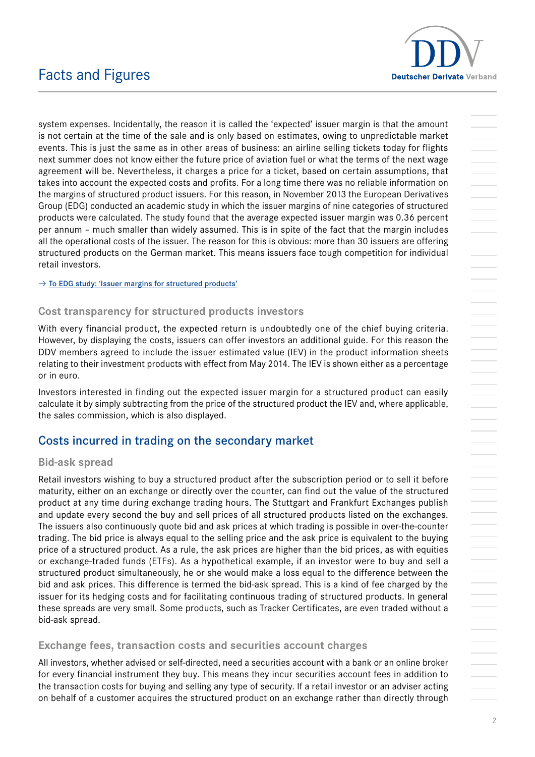system expenses. Incidentally, the reason it is called the 'expected' issuer margin is that the amount is not certain at the time of the sale and is only based on estimates, owing to unpredictable market events. This is just the same as in other areas of business: an airline selling tickets today for flights next summer does not know either the future price of aviation fuel or what the terms of the next wage agreement will be. Nevertheless, it charges a price for a ticket, based on certain assumptions, that takes into account the expected costs and profits. For a long time there was no reliable information on the margins of structured product issuers. For this reason, in November 2013 the European Derivatives Group (EDG) conducted an academic study in which the issuer margins of nine categories of structured products were calculated. The study found that the average expected issuer margin was 0.36 percent per annum – much smaller than widely assumed. This is in spite of the fact that the margin includes all the operational costs of the issuer. The reason for this is obvious: more than 30 issuers are offering structured products on the German market. This means issuers face tough competition for individual retail investors.

→ To EDG study: 'Issuer margins for structured products'

### Cost transparency for structured products investors

With every financial product, the expected return is undoubtedly one of the chief buying criteria. However, by displaying the costs, issuers can offer investors an additional guide. For this reason the DDV members agreed to include the issuer estimated value (IEV) in the product information sheets relating to their investment products with effect from May 2014. The IEV is shown either as a percentage or in euro.

Investors interested in finding out the expected issuer margin for a structured product can easily calculate it by simply subtracting from the price of the structured product the IEV and, where applicable, the sales commission, which is also displayed.

## Costs incurred in trading on the secondary market

### Bid-ask spread

Retail investors wishing to buy a structured product after the subscription period or to sell it before maturity, either on an exchange or directly over the counter, can find out the value of the structured product at any time during exchange trading hours. The Stuttgart and Frankfurt Exchanges publish and update every second the buy and sell prices of all structured products listed on the exchanges. The issuers also continuously quote bid and ask prices at which trading is possible in over-the-counter trading. The bid price is always equal to the selling price and the ask price is equivalent to the buying price of a structured product. As a rule, the ask prices are higher than the bid prices, as with equities or exchange-traded funds (ETFs). As a hypothetical example, if an investor were to buy and sell a structured product simultaneously, he or she would make a loss equal to the difference between the bid and ask prices. This difference is termed the bid-ask spread. This is a kind of fee charged by the issuer for its hedging costs and for facilitating continuous trading of structured products. In general these spreads are very small. Some products, such as Tracker Certificates, are even traded without a bid-ask spread.

### Exchange fees, transaction costs and securities account charges

All investors, whether advised or self-directed, need a securities account with a bank or an online broker for every financial instrument they buy. This means they incur securities account fees in addition to the transaction costs for buying and selling any type of security. If a retail investor or an adviser acting on behalf of a customer acquires the structured product on an exchange rather than directly through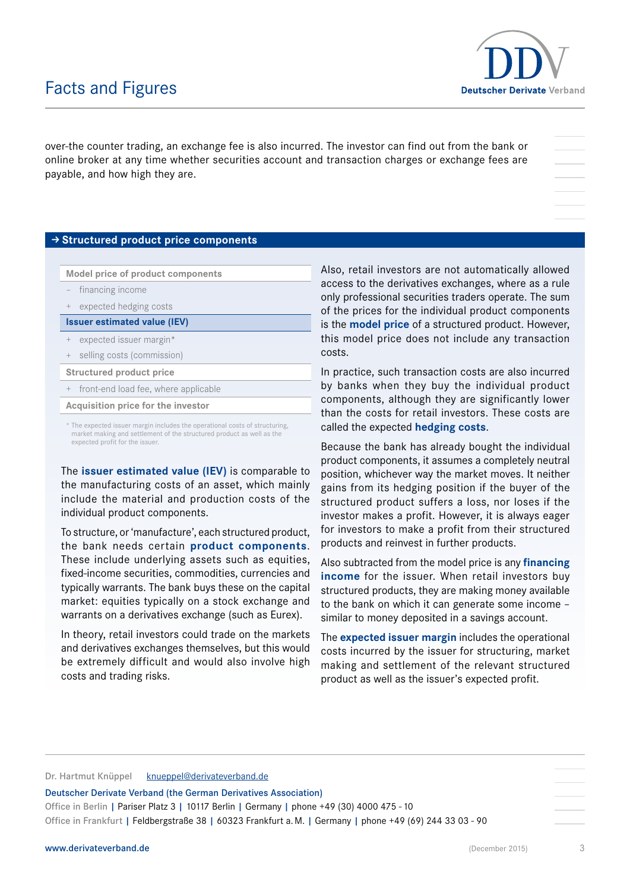over-the counter trading, an exchange fee is also incurred. The investor can find out from the bank or online broker at any time whether securities account and transaction charges or exchange fees are payable, and how high they are.

## → Structured product price components

| | |
|---|---|
| **Model price of product components** | |
| – | financing income |
| + | expected hedging costs |
| **Issuer estimated value (IEV)** | |
| + | expected issuer margin* |
| + | selling costs (commission) |
| **Structured product price** | |
| + | front-end load fee, where applicable |
| **Acquisition price for the investor** | |

* The expected issuer margin includes the operational costs of structuring, market making and settlement of the structured product as well as the expected profit for the issuer.

The **issuer estimated value (IEV)** is comparable to the manufacturing costs of an asset, which mainly include the material and production costs of the individual product components.

To structure, or 'manufacture', each structured product, the bank needs certain **product components**. These include underlying assets such as equities, fixed-income securities, commodities, currencies and typically warrants. The bank buys these on the capital market: equities typically on a stock exchange and warrants on a derivatives exchange (such as Eurex).

In theory, retail investors could trade on the markets and derivatives exchanges themselves, but this would be extremely difficult and would also involve high costs and trading risks.

Also, retail investors are not automatically allowed access to the derivatives exchanges, where as a rule only professional securities traders operate. The sum of the prices for the individual product components is the **model price** of a structured product. However, this model price does not include any transaction costs.

In practice, such transaction costs are also incurred by banks when they buy the individual product components, although they are significantly lower than the costs for retail investors. These costs are called the expected **hedging costs**.

Because the bank has already bought the individual product components, it assumes a completely neutral position, whichever way the market moves. It neither gains from its hedging position if the buyer of the structured product suffers a loss, nor loses if the investor makes a profit. However, it is always eager for investors to make a profit from their structured products and reinvest in further products.

Also subtracted from the model price is any **financing income** for the issuer. When retail investors buy structured products, they are making money available to the bank on which it can generate some income – similar to money deposited in a savings account.

The **expected issuer margin** includes the operational costs incurred by the issuer for structuring, market making and settlement of the relevant structured product as well as the issuer's expected profit.

Dr. Hartmut Knüppel knueppel@derivateverband.de

Deutscher Derivate Verband (the German Derivatives Association)

Office in Berlin | Pariser Platz 3 | 10117 Berlin | Germany | phone +49 (30) 4000 475 - 10

Office in Frankfurt | Feldbergstraße 38 | 60323 Frankfurt a. M. | Germany | phone +49 (69) 244 33 03 - 90

www.derivateverband.de

(December 2015)